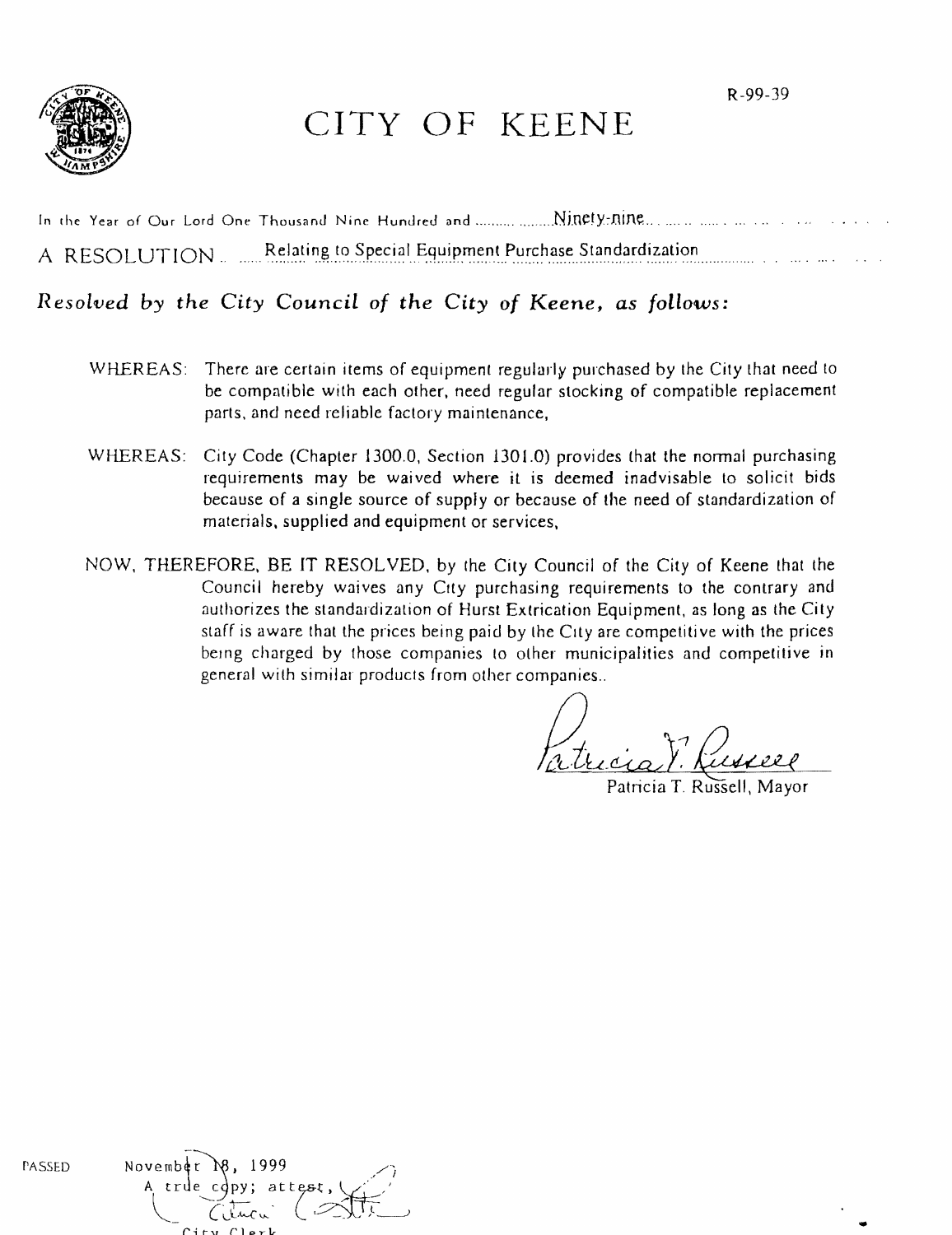R-99-39

# CITY OF KEENE

In the Year of Our Lord One Thousand Nine Hundred and ..................Ninety-nine..........................

A RESOLUTION ...... Relating to Special Equipment Purchase Standardization ..........................

*Resolved by the City Council of the City of Keene, as follows:*

WHEREAS: There are certain items of equipment regularly purchased by the City that need to be compatible with each other, need regular stocking of compatible replacement parts, and need reliable factory maintenance,

WHEREAS: City Code (Chapter 1300.0, Section 1301.0) provides that the normal purchasing requirements may be waived where it is deemed inadvisable to solicit bids because of a single source of supply or because of the need of standardization of materials, supplied and equipment or services,

NOW, THEREFORE, BE IT RESOLVED, by the City Council of the City of Keene that the Council hereby waives any City purchasing requirements to the contrary and authorizes the standardization of Hurst Extrication Equipment, as long as the City staff is aware that the prices being paid by the City are competitive with the prices being charged by those companies to other municipalities and competitive in general with similar products from other companies..

Patricia T. Russell

Patricia T. Russell, Mayor

PASSED November 18, 1999

A true copy; attest,

City Clerk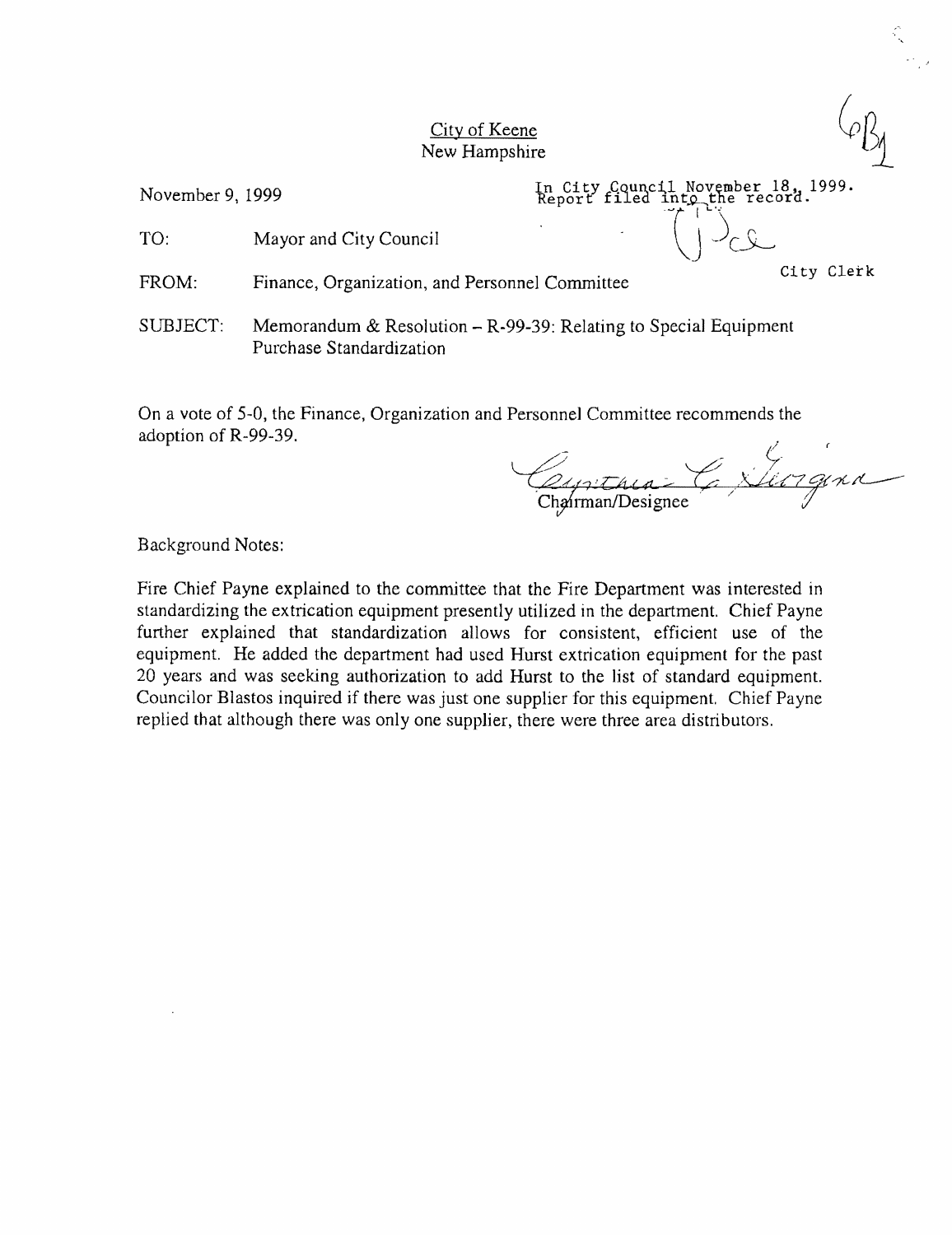City of Keene
New Hampshire

6B1

November 9, 1999

In City Council November 18, 1999.
Report filed into the record.

City Clerk

TO: Mayor and City Council

FROM: Finance, Organization, and Personnel Committee

SUBJECT: Memorandum & Resolution – R-99-39: Relating to Special Equipment Purchase Standardization

On a vote of 5-0, the Finance, Organization and Personnel Committee recommends the adoption of R-99-39.

Cynthia C. Georgina
Chairman/Designee

Background Notes:

Fire Chief Payne explained to the committee that the Fire Department was interested in standardizing the extrication equipment presently utilized in the department. Chief Payne further explained that standardization allows for consistent, efficient use of the equipment. He added the department had used Hurst extrication equipment for the past 20 years and was seeking authorization to add Hurst to the list of standard equipment. Councilor Blastos inquired if there was just one supplier for this equipment. Chief Payne replied that although there was only one supplier, there were three area distributors.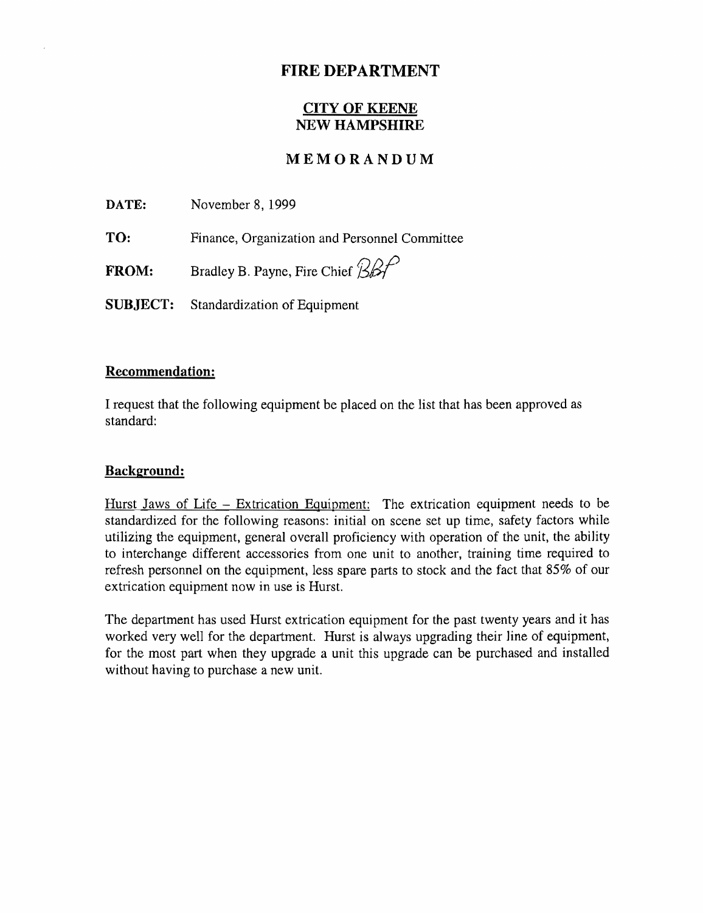# FIRE DEPARTMENT

## CITY OF KEENE
## NEW HAMPSHIRE

## MEMORANDUM

**DATE:** November 8, 1999

**TO:** Finance, Organization and Personnel Committee

**FROM:** Bradley B. Payne, Fire Chief BBP

**SUBJECT:** Standardization of Equipment

**Recommendation:**

I request that the following equipment be placed on the list that has been approved as standard:

**Background:**

Hurst Jaws of Life – Extrication Equipment: The extrication equipment needs to be standardized for the following reasons: initial on scene set up time, safety factors while utilizing the equipment, general overall proficiency with operation of the unit, the ability to interchange different accessories from one unit to another, training time required to refresh personnel on the equipment, less spare parts to stock and the fact that 85% of our extrication equipment now in use is Hurst.

The department has used Hurst extrication equipment for the past twenty years and it has worked very well for the department. Hurst is always upgrading their line of equipment, for the most part when they upgrade a unit this upgrade can be purchased and installed without having to purchase a new unit.